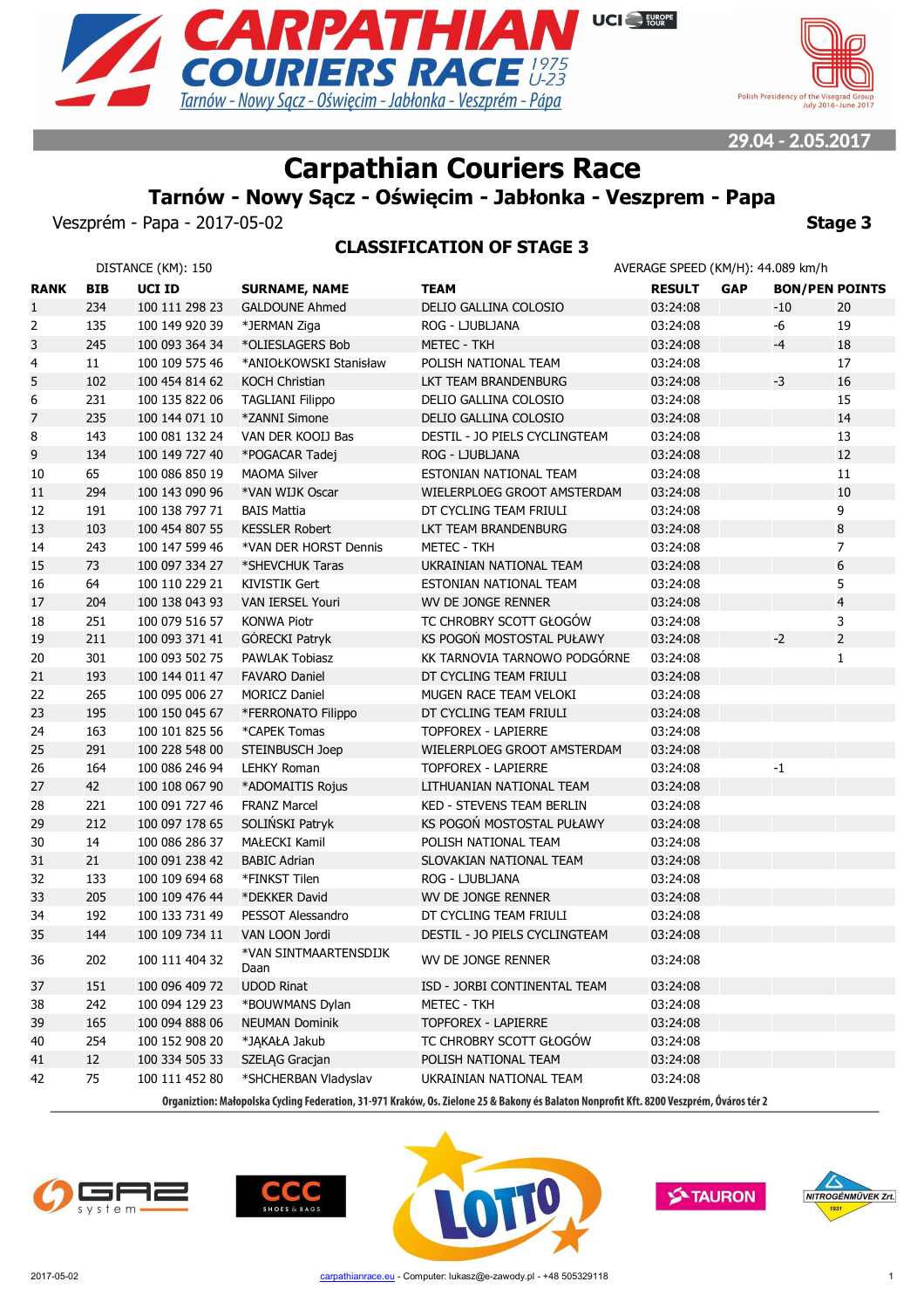29.04 - 2.05.2017

# Carpathian Couriers Race

## Tarnów - Nowy Sącz - Oświęcim - Jabłonka - Veszprem - Papa

Veszprém - Papa - 2017-05-02

**Stage 3**

### CLASSIFICATION OF STAGE 3

DISTANCE (KM): 150

AVERAGE SPEED (KM/H): 44.089 km/h

| RANK | BIB | UCI ID | SURNAME, NAME | TEAM | RESULT | GAP | BON/PEN | POINTS |
|---|---|---|---|---|---|---|---|---|
| 1 | 234 | 100 111 298 23 | GALDOUNE Ahmed | DELIO GALLINA COLOSIO | 03:24:08 | | -10 | 20 |
| 2 | 135 | 100 149 920 39 | *JERMAN Ziga | ROG - LJUBLJANA | 03:24:08 | | -6 | 19 |
| 3 | 245 | 100 093 364 34 | *OLIESLAGERS Bob | METEC - TKH | 03:24:08 | | -4 | 18 |
| 4 | 11 | 100 109 575 46 | *ANIOŁKOWSKI Stanisław | POLISH NATIONAL TEAM | 03:24:08 | | | 17 |
| 5 | 102 | 100 454 814 62 | KOCH Christian | LKT TEAM BRANDENBURG | 03:24:08 | | -3 | 16 |
| 6 | 231 | 100 135 822 06 | TAGLIANI Filippo | DELIO GALLINA COLOSIO | 03:24:08 | | | 15 |
| 7 | 235 | 100 144 071 10 | *ZANNI Simone | DELIO GALLINA COLOSIO | 03:24:08 | | | 14 |
| 8 | 143 | 100 081 132 24 | VAN DER KOOIJ Bas | DESTIL - JO PIELS CYCLINGTEAM | 03:24:08 | | | 13 |
| 9 | 134 | 100 149 727 40 | *POGACAR Tadej | ROG - LJUBLJANA | 03:24:08 | | | 12 |
| 10 | 65 | 100 086 850 19 | MAOMA Silver | ESTONIAN NATIONAL TEAM | 03:24:08 | | | 11 |
| 11 | 294 | 100 143 090 96 | *VAN WIJK Oscar | WIELERPLOEG GROOT AMSTERDAM | 03:24:08 | | | 10 |
| 12 | 191 | 100 138 797 71 | BAIS Mattia | DT CYCLING TEAM FRIULI | 03:24:08 | | | 9 |
| 13 | 103 | 100 454 807 55 | KESSLER Robert | LKT TEAM BRANDENBURG | 03:24:08 | | | 8 |
| 14 | 243 | 100 147 599 46 | *VAN DER HORST Dennis | METEC - TKH | 03:24:08 | | | 7 |
| 15 | 73 | 100 097 334 27 | *SHEVCHUK Taras | UKRAINIAN NATIONAL TEAM | 03:24:08 | | | 6 |
| 16 | 64 | 100 110 229 21 | KIVISTIK Gert | ESTONIAN NATIONAL TEAM | 03:24:08 | | | 5 |
| 17 | 204 | 100 138 043 93 | VAN IERSEL Youri | WV DE JONGE RENNER | 03:24:08 | | | 4 |
| 18 | 251 | 100 079 516 57 | KONWA Piotr | TC CHROBRY SCOTT GŁOGÓW | 03:24:08 | | | 3 |
| 19 | 211 | 100 093 371 41 | GÓRECKI Patryk | KS POGOŃ MOSTOSTAL PUŁAWY | 03:24:08 | | -2 | 2 |
| 20 | 301 | 100 093 502 75 | PAWLAK Tobiasz | KK TARNOVIA TARNOWO PODGÓRNE | 03:24:08 | | | 1 |
| 21 | 193 | 100 144 011 47 | FAVARO Daniel | DT CYCLING TEAM FRIULI | 03:24:08 | | | |
| 22 | 265 | 100 095 006 27 | MORICZ Daniel | MUGEN RACE TEAM VELOKI | 03:24:08 | | | |
| 23 | 195 | 100 150 045 67 | *FERRONATO Filippo | DT CYCLING TEAM FRIULI | 03:24:08 | | | |
| 24 | 163 | 100 101 825 56 | *CAPEK Tomas | TOPFOREX - LAPIERRE | 03:24:08 | | | |
| 25 | 291 | 100 228 548 00 | STEINBUSCH Joep | WIELERPLOEG GROOT AMSTERDAM | 03:24:08 | | | |
| 26 | 164 | 100 086 246 94 | LEHKY Roman | TOPFOREX - LAPIERRE | 03:24:08 | | -1 | |
| 27 | 42 | 100 108 067 90 | *ADOMAITIS Rojus | LITHUANIAN NATIONAL TEAM | 03:24:08 | | | |
| 28 | 221 | 100 091 727 46 | FRANZ Marcel | KED - STEVENS TEAM BERLIN | 03:24:08 | | | |
| 29 | 212 | 100 097 178 65 | SOLIŃSKI Patryk | KS POGOŃ MOSTOSTAL PUŁAWY | 03:24:08 | | | |
| 30 | 14 | 100 086 286 37 | MAŁECKI Kamil | POLISH NATIONAL TEAM | 03:24:08 | | | |
| 31 | 21 | 100 091 238 42 | BABIC Adrian | SLOVAKIAN NATIONAL TEAM | 03:24:08 | | | |
| 32 | 133 | 100 109 694 68 | *FINKST Tilen | ROG - LJUBLJANA | 03:24:08 | | | |
| 33 | 205 | 100 109 476 44 | *DEKKER David | WV DE JONGE RENNER | 03:24:08 | | | |
| 34 | 192 | 100 133 731 49 | PESSOT Alessandro | DT CYCLING TEAM FRIULI | 03:24:08 | | | |
| 35 | 144 | 100 109 734 11 | VAN LOON Jordi | DESTIL - JO PIELS CYCLINGTEAM | 03:24:08 | | | |
| 36 | 202 | 100 111 404 32 | *VAN SINTMAARTENSDIJK Daan | WV DE JONGE RENNER | 03:24:08 | | | |
| 37 | 151 | 100 096 409 72 | UDOD Rinat | ISD - JORBI CONTINENTAL TEAM | 03:24:08 | | | |
| 38 | 242 | 100 094 129 23 | *BOUWMANS Dylan | METEC - TKH | 03:24:08 | | | |
| 39 | 165 | 100 094 888 06 | NEUMAN Dominik | TOPFOREX - LAPIERRE | 03:24:08 | | | |
| 40 | 254 | 100 152 908 20 | *JĄKAŁA Jakub | TC CHROBRY SCOTT GŁOGÓW | 03:24:08 | | | |
| 41 | 12 | 100 334 505 33 | SZELĄG Gracjan | POLISH NATIONAL TEAM | 03:24:08 | | | |
| 42 | 75 | 100 111 452 80 | *SHCHERBAN Vladyslav | UKRAINIAN NATIONAL TEAM | 03:24:08 | | | |

Organiztion: Małopolska Cycling Federation, 31-971 Kraków, Os. Zielone 25 & Bakony és Balaton Nonprofit Kft. 8200 Veszprém, Óváros tér 2

2017-05-02 carpathianrace.eu - Computer: lukasz@e-zawody.pl - +48 505329118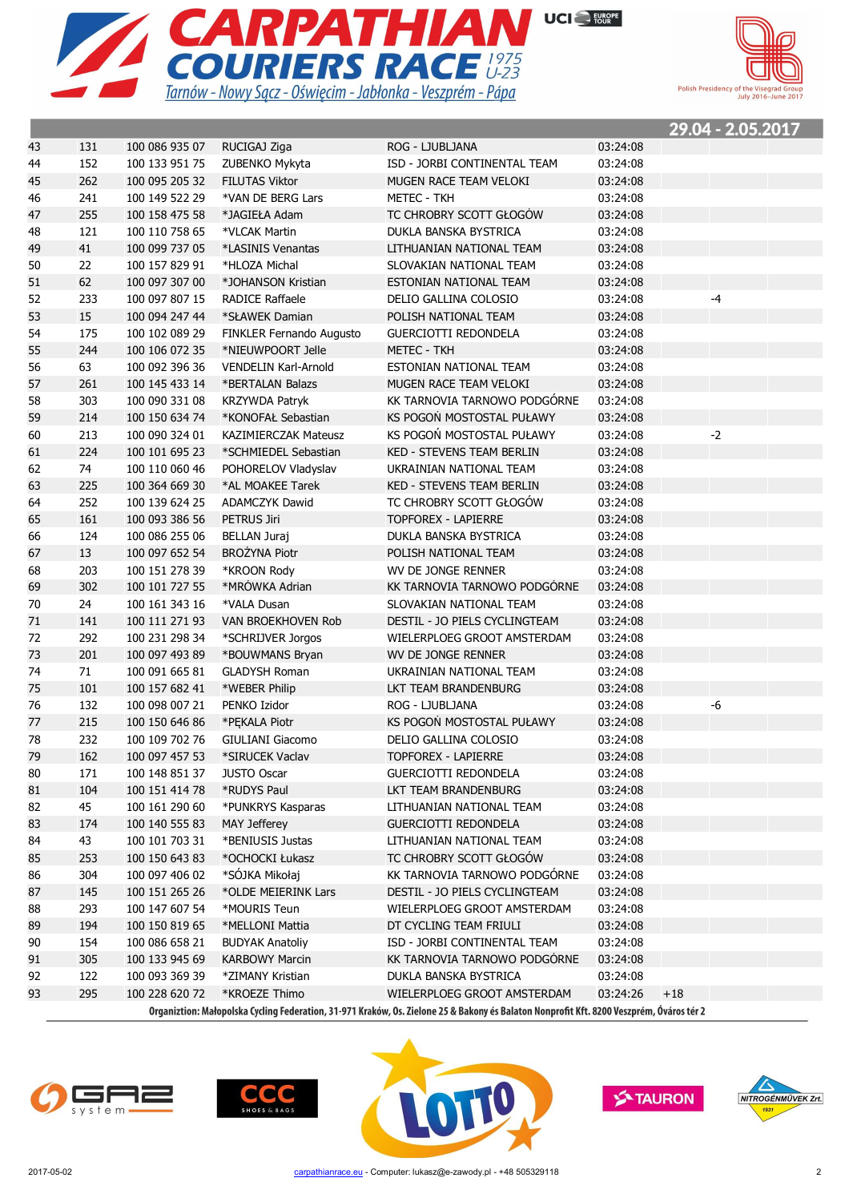# CARPATHIAN COURIERS RACE 1975 U-23

Tarnów - Nowy Sącz - Oświęcim - Jabłonka - Veszprém - Pápa

Polish Presidency of the Visegrad Group July 2016–June 2017

**29.04 - 2.05.2017**

| | | | | | | | |
|---|---|---|---|---|---|---|---|
| 43 | 131 | 100 086 935 07 | RUCIGAJ Ziga | ROG - LJUBLJANA | 03:24:08 | | |
| 44 | 152 | 100 133 951 75 | ZUBENKO Mykyta | ISD - JORBI CONTINENTAL TEAM | 03:24:08 | | |
| 45 | 262 | 100 095 205 32 | FILUTAS Viktor | MUGEN RACE TEAM VELOKI | 03:24:08 | | |
| 46 | 241 | 100 149 522 29 | *VAN DE BERG Lars | METEC - TKH | 03:24:08 | | |
| 47 | 255 | 100 158 475 58 | *JAGIEŁA Adam | TC CHROBRY SCOTT GŁOGÓW | 03:24:08 | | |
| 48 | 121 | 100 110 758 65 | *VLCAK Martin | DUKLA BANSKA BYSTRICA | 03:24:08 | | |
| 49 | 41 | 100 099 737 05 | *LASINIS Venantas | LITHUANIAN NATIONAL TEAM | 03:24:08 | | |
| 50 | 22 | 100 157 829 91 | *HLOZA Michal | SLOVAKIAN NATIONAL TEAM | 03:24:08 | | |
| 51 | 62 | 100 097 307 00 | *JOHANSON Kristian | ESTONIAN NATIONAL TEAM | 03:24:08 | | |
| 52 | 233 | 100 097 807 15 | RADICE Raffaele | DELIO GALLINA COLOSIO | 03:24:08 | | -4 |
| 53 | 15 | 100 094 247 44 | *SŁAWEK Damian | POLISH NATIONAL TEAM | 03:24:08 | | |
| 54 | 175 | 100 102 089 29 | FINKLER Fernando Augusto | GUERCIOTTI REDONDELA | 03:24:08 | | |
| 55 | 244 | 100 106 072 35 | *NIEUWPOORT Jelle | METEC - TKH | 03:24:08 | | |
| 56 | 63 | 100 092 396 36 | VENDELIN Karl-Arnold | ESTONIAN NATIONAL TEAM | 03:24:08 | | |
| 57 | 261 | 100 145 433 14 | *BERTALAN Balazs | MUGEN RACE TEAM VELOKI | 03:24:08 | | |
| 58 | 303 | 100 090 331 08 | KRZYWDA Patryk | KK TARNOVIA TARNOWO PODGÓRNE | 03:24:08 | | |
| 59 | 214 | 100 150 634 74 | *KONOFAŁ Sebastian | KS POGOŃ MOSTOSTAL PUŁAWY | 03:24:08 | | |
| 60 | 213 | 100 090 324 01 | KAZIMIERCZAK Mateusz | KS POGOŃ MOSTOSTAL PUŁAWY | 03:24:08 | | -2 |
| 61 | 224 | 100 101 695 23 | *SCHMIEDEL Sebastian | KED - STEVENS TEAM BERLIN | 03:24:08 | | |
| 62 | 74 | 100 110 060 46 | POHORELOV Vladyslav | UKRAINIAN NATIONAL TEAM | 03:24:08 | | |
| 63 | 225 | 100 364 669 30 | *AL MOAKEE Tarek | KED - STEVENS TEAM BERLIN | 03:24:08 | | |
| 64 | 252 | 100 139 624 25 | ADAMCZYK Dawid | TC CHROBRY SCOTT GŁOGÓW | 03:24:08 | | |
| 65 | 161 | 100 093 386 56 | PETRUS Jiri | TOPFOREX - LAPIERRE | 03:24:08 | | |
| 66 | 124 | 100 086 255 06 | BELLAN Juraj | DUKLA BANSKA BYSTRICA | 03:24:08 | | |
| 67 | 13 | 100 097 652 54 | BROŻYNA Piotr | POLISH NATIONAL TEAM | 03:24:08 | | |
| 68 | 203 | 100 151 278 39 | *KROON Rody | WV DE JONGE RENNER | 03:24:08 | | |
| 69 | 302 | 100 101 727 55 | *MRÓWKA Adrian | KK TARNOVIA TARNOWO PODGÓRNE | 03:24:08 | | |
| 70 | 24 | 100 161 343 16 | *VALA Dusan | SLOVAKIAN NATIONAL TEAM | 03:24:08 | | |
| 71 | 141 | 100 111 271 93 | VAN BROEKHOVEN Rob | DESTIL - JO PIELS CYCLINGTEAM | 03:24:08 | | |
| 72 | 292 | 100 231 298 34 | *SCHRIJVER Jorgos | WIELERPLOEG GROOT AMSTERDAM | 03:24:08 | | |
| 73 | 201 | 100 097 493 89 | *BOUWMANS Bryan | WV DE JONGE RENNER | 03:24:08 | | |
| 74 | 71 | 100 091 665 81 | GLADYSH Roman | UKRAINIAN NATIONAL TEAM | 03:24:08 | | |
| 75 | 101 | 100 157 682 41 | *WEBER Philip | LKT TEAM BRANDENBURG | 03:24:08 | | |
| 76 | 132 | 100 098 007 21 | PENKO Izidor | ROG - LJUBLJANA | 03:24:08 | | -6 |
| 77 | 215 | 100 150 646 86 | *PĘKALA Piotr | KS POGOŃ MOSTOSTAL PUŁAWY | 03:24:08 | | |
| 78 | 232 | 100 109 702 76 | GIULIANI Giacomo | DELIO GALLINA COLOSIO | 03:24:08 | | |
| 79 | 162 | 100 097 457 53 | *SIRUCEK Vaclav | TOPFOREX - LAPIERRE | 03:24:08 | | |
| 80 | 171 | 100 148 851 37 | JUSTO Oscar | GUERCIOTTI REDONDELA | 03:24:08 | | |
| 81 | 104 | 100 151 414 78 | *RUDYS Paul | LKT TEAM BRANDENBURG | 03:24:08 | | |
| 82 | 45 | 100 161 290 60 | *PUNKRYS Kasparas | LITHUANIAN NATIONAL TEAM | 03:24:08 | | |
| 83 | 174 | 100 140 555 83 | MAY Jefferey | GUERCIOTTI REDONDELA | 03:24:08 | | |
| 84 | 43 | 100 101 703 31 | *BENIUSIS Justas | LITHUANIAN NATIONAL TEAM | 03:24:08 | | |
| 85 | 253 | 100 150 643 83 | *OCHOCKI Łukasz | TC CHROBRY SCOTT GŁOGÓW | 03:24:08 | | |
| 86 | 304 | 100 097 406 02 | *SÓJKA Mikołaj | KK TARNOVIA TARNOWO PODGÓRNE | 03:24:08 | | |
| 87 | 145 | 100 151 265 26 | *OLDE MEIERINK Lars | DESTIL - JO PIELS CYCLINGTEAM | 03:24:08 | | |
| 88 | 293 | 100 147 607 54 | *MOURIS Teun | WIELERPLOEG GROOT AMSTERDAM | 03:24:08 | | |
| 89 | 194 | 100 150 819 65 | *MELLONI Mattia | DT CYCLING TEAM FRIULI | 03:24:08 | | |
| 90 | 154 | 100 086 658 21 | BUDYAK Anatoliy | ISD - JORBI CONTINENTAL TEAM | 03:24:08 | | |
| 91 | 305 | 100 133 945 69 | KARBOWY Marcin | KK TARNOVIA TARNOWO PODGÓRNE | 03:24:08 | | |
| 92 | 122 | 100 093 369 39 | *ZIMANY Kristian | DUKLA BANSKA BYSTRICA | 03:24:08 | | |
| 93 | 295 | 100 228 620 72 | *KROEZE Thimo | WIELERPLOEG GROOT AMSTERDAM | 03:24:26 | +18 | |

**Organiztion: Małopolska Cycling Federation, 31-971 Kraków, Os. Zielone 25 & Bakony és Balaton Nonprofit Kft. 8200 Veszprém, Óváros tér 2**

2017-05-02 carpathianrace.eu - Computer: lukasz@e-zawody.pl - +48 505329118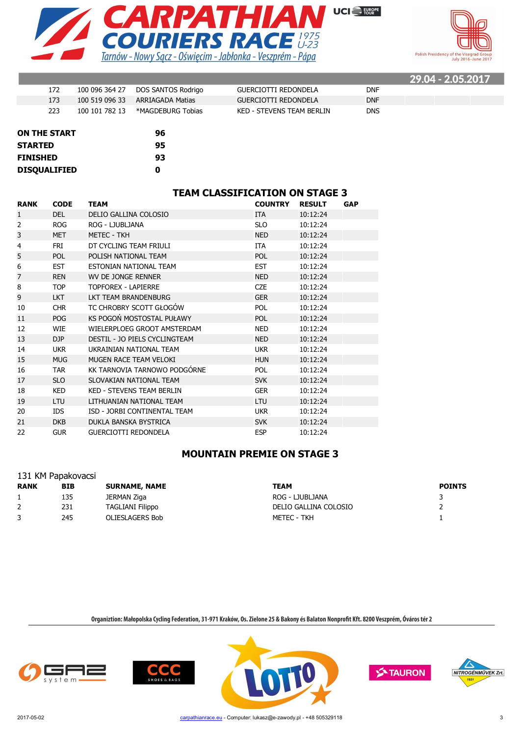| | | | | |
|---|---|---|---|---|
| 172 | 100 096 364 27 | DOS SANTOS Rodrigo | GUERCIOTTI REDONDELA | DNF |
| 173 | 100 519 096 33 | ARRIAGADA Matias | GUERCIOTTI REDONDELA | DNF |
| 223 | 100 101 782 13 | *MAGDEBURG Tobias | KED - STEVENS TEAM BERLIN | DNS |

| | |
|---|---|
| **ON THE START** | **96** |
| **STARTED** | **95** |
| **FINISHED** | **93** |
| **DISQUALIFIED** | **0** |

## TEAM CLASSIFICATION ON STAGE 3

| RANK | CODE | TEAM | COUNTRY | RESULT | GAP |
|---|---|---|---|---|---|
| 1 | DEL | DELIO GALLINA COLOSIO | ITA | 10:12:24 | |
| 2 | ROG | ROG - LJUBLJANA | SLO | 10:12:24 | |
| 3 | MET | METEC - TKH | NED | 10:12:24 | |
| 4 | FRI | DT CYCLING TEAM FRIULI | ITA | 10:12:24 | |
| 5 | POL | POLISH NATIONAL TEAM | POL | 10:12:24 | |
| 6 | EST | ESTONIAN NATIONAL TEAM | EST | 10:12:24 | |
| 7 | REN | WV DE JONGE RENNER | NED | 10:12:24 | |
| 8 | TOP | TOPFOREX - LAPIERRE | CZE | 10:12:24 | |
| 9 | LKT | LKT TEAM BRANDENBURG | GER | 10:12:24 | |
| 10 | CHR | TC CHROBRY SCOTT GŁOGÓW | POL | 10:12:24 | |
| 11 | POG | KS POGOŃ MOSTOSTAL PUŁAWY | POL | 10:12:24 | |
| 12 | WIE | WIELERPLOEG GROOT AMSTERDAM | NED | 10:12:24 | |
| 13 | DJP | DESTIL - JO PIELS CYCLINGTEAM | NED | 10:12:24 | |
| 14 | UKR | UKRAINIAN NATIONAL TEAM | UKR | 10:12:24 | |
| 15 | MUG | MUGEN RACE TEAM VELOKI | HUN | 10:12:24 | |
| 16 | TAR | KK TARNOVIA TARNOWO PODGÓRNE | POL | 10:12:24 | |
| 17 | SLO | SLOVAKIAN NATIONAL TEAM | SVK | 10:12:24 | |
| 18 | KED | KED - STEVENS TEAM BERLIN | GER | 10:12:24 | |
| 19 | LTU | LITHUANIAN NATIONAL TEAM | LTU | 10:12:24 | |
| 20 | IDS | ISD - JORBI CONTINENTAL TEAM | UKR | 10:12:24 | |
| 21 | DKB | DUKLA BANSKA BYSTRICA | SVK | 10:12:24 | |
| 22 | GUR | GUERCIOTTI REDONDELA | ESP | 10:12:24 | |

## MOUNTAIN PREMIE ON STAGE 3

131 KM Papakovacsi

| RANK | BIB | SURNAME, NAME | TEAM | POINTS |
|---|---|---|---|---|
| 1 | 135 | JERMAN Ziga | ROG - LJUBLJANA | 3 |
| 2 | 231 | TAGLIANI Filippo | DELIO GALLINA COLOSIO | 2 |
| 3 | 245 | OLIESLAGERS Bob | METEC - TKH | 1 |

Organiztion: Małopolska Cycling Federation, 31-971 Kraków, Os. Zielone 25 & Bakony és Balaton Nonprofit Kft. 8200 Veszprém, Óváros tér 2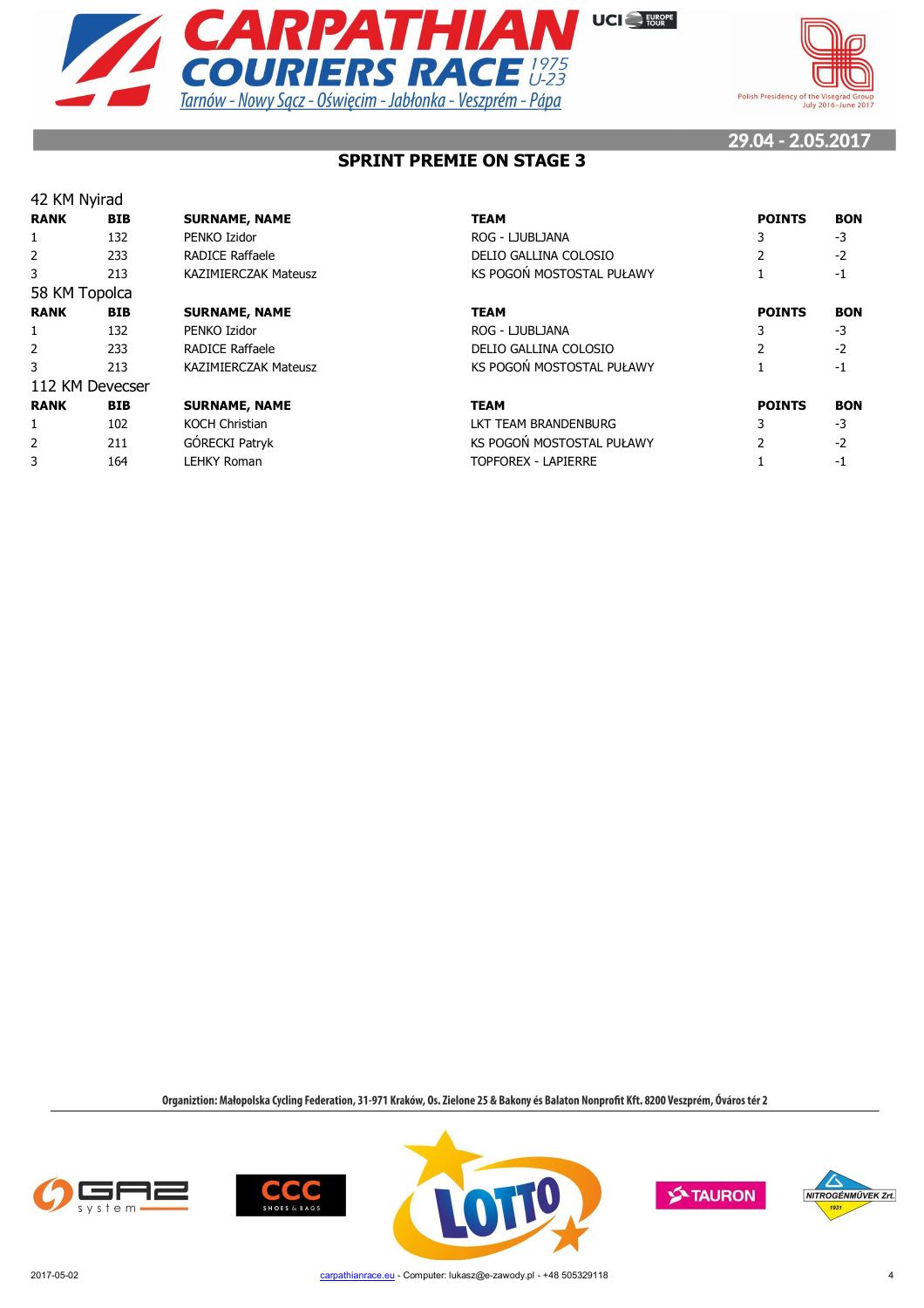# CARPATHIAN COURIERS RACE 1975 U-23

Tarnów - Nowy Sącz - Oświęcim - Jabłonka - Veszprém - Pápa

29.04 - 2.05.2017

## SPRINT PREMIE ON STAGE 3

### 42 KM Nyirad

| RANK | BIB | SURNAME, NAME | TEAM | POINTS | BON |
|---|---|---|---|---|---|
| 1 | 132 | PENKO Izidor | ROG - LJUBLJANA | 3 | -3 |
| 2 | 233 | RADICE Raffaele | DELIO GALLINA COLOSIO | 2 | -2 |
| 3 | 213 | KAZIMIERCZAK Mateusz | KS POGOŃ MOSTOSTAL PUŁAWY | 1 | -1 |

### 58 KM Topolca

| RANK | BIB | SURNAME, NAME | TEAM | POINTS | BON |
|---|---|---|---|---|---|
| 1 | 132 | PENKO Izidor | ROG - LJUBLJANA | 3 | -3 |
| 2 | 233 | RADICE Raffaele | DELIO GALLINA COLOSIO | 2 | -2 |
| 3 | 213 | KAZIMIERCZAK Mateusz | KS POGOŃ MOSTOSTAL PUŁAWY | 1 | -1 |

### 112 KM Devecser

| RANK | BIB | SURNAME, NAME | TEAM | POINTS | BON |
|---|---|---|---|---|---|
| 1 | 102 | KOCH Christian | LKT TEAM BRANDENBURG | 3 | -3 |
| 2 | 211 | GÓRECKI Patryk | KS POGOŃ MOSTOSTAL PUŁAWY | 2 | -2 |
| 3 | 164 | LEHKY Roman | TOPFOREX - LAPIERRE | 1 | -1 |

Organiztion: Małopolska Cycling Federation, 31-971 Kraków, Os. Zielone 25 & Bakony és Balaton Nonprofit Kft. 8200 Veszprém, Óváros tér 2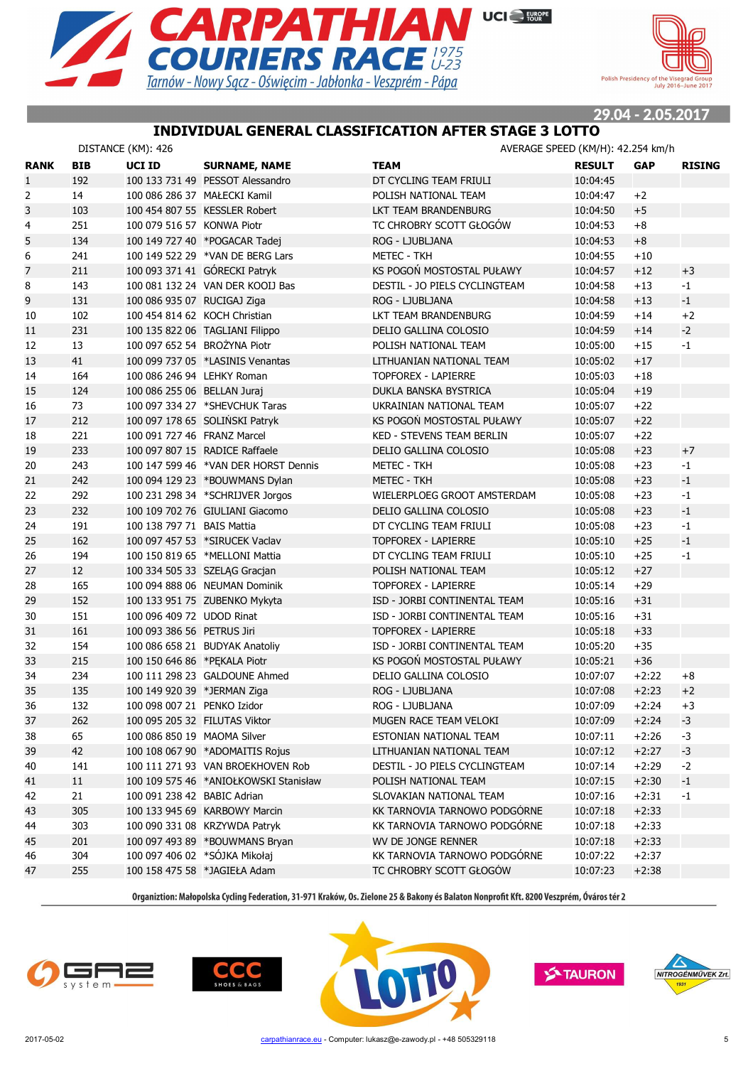# CARPATHIAN COURIERS RACE 1975 U-23

Tarnów - Nowy Sącz - Oświęcim - Jabłonka - Veszprém - Pápa

29.04 - 2.05.2017

## INDIVIDUAL GENERAL CLASSIFICATION AFTER STAGE 3 LOTTO

DISTANCE (KM): 426 — AVERAGE SPEED (KM/H): 42.254 km/h

| RANK | BIB | UCI ID | SURNAME, NAME | TEAM | RESULT | GAP | RISING |
|---|---|---|---|---|---|---|---|
| 1 | 192 | 100 133 731 49 | PESSOT Alessandro | DT CYCLING TEAM FRIULI | 10:04:45 | | |
| 2 | 14 | 100 086 286 37 | MAŁECKI Kamil | POLISH NATIONAL TEAM | 10:04:47 | +2 | |
| 3 | 103 | 100 454 807 55 | KESSLER Robert | LKT TEAM BRANDENBURG | 10:04:50 | +5 | |
| 4 | 251 | 100 079 516 57 | KONWA Piotr | TC CHROBRY SCOTT GŁOGÓW | 10:04:53 | +8 | |
| 5 | 134 | 100 149 727 40 | *POGACAR Tadej | ROG - LJUBLJANA | 10:04:53 | +8 | |
| 6 | 241 | 100 149 522 29 | *VAN DE BERG Lars | METEC - TKH | 10:04:55 | +10 | |
| 7 | 211 | 100 093 371 41 | GÓRECKI Patryk | KS POGOŃ MOSTOSTAL PUŁAWY | 10:04:57 | +12 | +3 |
| 8 | 143 | 100 081 132 24 | VAN DER KOOIJ Bas | DESTIL - JO PIELS CYCLINGTEAM | 10:04:58 | +13 | -1 |
| 9 | 131 | 100 086 935 07 | RUCIGAJ Ziga | ROG - LJUBLJANA | 10:04:58 | +13 | -1 |
| 10 | 102 | 100 454 814 62 | KOCH Christian | LKT TEAM BRANDENBURG | 10:04:59 | +14 | +2 |
| 11 | 231 | 100 135 822 06 | TAGLIANI Filippo | DELIO GALLINA COLOSIO | 10:04:59 | +14 | -2 |
| 12 | 13 | 100 097 652 54 | BROŻYNA Piotr | POLISH NATIONAL TEAM | 10:05:00 | +15 | -1 |
| 13 | 41 | 100 099 737 05 | *LASINIS Venantas | LITHUANIAN NATIONAL TEAM | 10:05:02 | +17 | |
| 14 | 164 | 100 086 246 94 | LEHKY Roman | TOPFOREX - LAPIERRE | 10:05:03 | +18 | |
| 15 | 124 | 100 086 255 06 | BELLAN Juraj | DUKLA BANSKA BYSTRICA | 10:05:04 | +19 | |
| 16 | 73 | 100 097 334 27 | *SHEVCHUK Taras | UKRAINIAN NATIONAL TEAM | 10:05:07 | +22 | |
| 17 | 212 | 100 097 178 65 | SOLIŃSKI Patryk | KS POGOŃ MOSTOSTAL PUŁAWY | 10:05:07 | +22 | |
| 18 | 221 | 100 091 727 46 | FRANZ Marcel | KED - STEVENS TEAM BERLIN | 10:05:07 | +22 | |
| 19 | 233 | 100 097 807 15 | RADICE Raffaele | DELIO GALLINA COLOSIO | 10:05:08 | +23 | +7 |
| 20 | 243 | 100 147 599 46 | *VAN DER HORST Dennis | METEC - TKH | 10:05:08 | +23 | -1 |
| 21 | 242 | 100 094 129 23 | *BOUWMANS Dylan | METEC - TKH | 10:05:08 | +23 | -1 |
| 22 | 292 | 100 231 298 34 | *SCHRIJVER Jorgos | WIELERPLOEG GROOT AMSTERDAM | 10:05:08 | +23 | -1 |
| 23 | 232 | 100 109 702 76 | GIULIANI Giacomo | DELIO GALLINA COLOSIO | 10:05:08 | +23 | -1 |
| 24 | 191 | 100 138 797 71 | BAIS Mattia | DT CYCLING TEAM FRIULI | 10:05:08 | +23 | -1 |
| 25 | 162 | 100 097 457 53 | *SIRUCEK Vaclav | TOPFOREX - LAPIERRE | 10:05:10 | +25 | -1 |
| 26 | 194 | 100 150 819 65 | *MELLONI Mattia | DT CYCLING TEAM FRIULI | 10:05:10 | +25 | -1 |
| 27 | 12 | 100 334 505 33 | SZELĄG Gracjan | POLISH NATIONAL TEAM | 10:05:12 | +27 | |
| 28 | 165 | 100 094 888 06 | NEUMAN Dominik | TOPFOREX - LAPIERRE | 10:05:14 | +29 | |
| 29 | 152 | 100 133 951 75 | ZUBENKO Mykyta | ISD - JORBI CONTINENTAL TEAM | 10:05:16 | +31 | |
| 30 | 151 | 100 096 409 72 | UDOD Rinat | ISD - JORBI CONTINENTAL TEAM | 10:05:16 | +31 | |
| 31 | 161 | 100 093 386 56 | PETRUS Jiri | TOPFOREX - LAPIERRE | 10:05:18 | +33 | |
| 32 | 154 | 100 086 658 21 | BUDYAK Anatoliy | ISD - JORBI CONTINENTAL TEAM | 10:05:20 | +35 | |
| 33 | 215 | 100 150 646 86 | *PĘKALA Piotr | KS POGOŃ MOSTOSTAL PUŁAWY | 10:05:21 | +36 | |
| 34 | 234 | 100 111 298 23 | GALDOUNE Ahmed | DELIO GALLINA COLOSIO | 10:07:07 | +2:22 | +8 |
| 35 | 135 | 100 149 920 39 | *JERMAN Ziga | ROG - LJUBLJANA | 10:07:08 | +2:23 | +2 |
| 36 | 132 | 100 098 007 21 | PENKO Izidor | ROG - LJUBLJANA | 10:07:09 | +2:24 | +3 |
| 37 | 262 | 100 095 205 32 | FILUTAS Viktor | MUGEN RACE TEAM VELOKI | 10:07:09 | +2:24 | -3 |
| 38 | 65 | 100 086 850 19 | MAOMA Silver | ESTONIAN NATIONAL TEAM | 10:07:11 | +2:26 | -3 |
| 39 | 42 | 100 108 067 90 | *ADOMAITIS Rojus | LITHUANIAN NATIONAL TEAM | 10:07:12 | +2:27 | -3 |
| 40 | 141 | 100 111 271 93 | VAN BROEKHOVEN Rob | DESTIL - JO PIELS CYCLINGTEAM | 10:07:14 | +2:29 | -2 |
| 41 | 11 | 100 109 575 46 | *ANIOŁKOWSKI Stanisław | POLISH NATIONAL TEAM | 10:07:15 | +2:30 | -1 |
| 42 | 21 | 100 091 238 42 | BABIC Adrian | SLOVAKIAN NATIONAL TEAM | 10:07:16 | +2:31 | -1 |
| 43 | 305 | 100 133 945 69 | KARBOWY Marcin | KK TARNOVIA TARNOWO PODGÓRNE | 10:07:18 | +2:33 | |
| 44 | 303 | 100 090 331 08 | KRZYWDA Patryk | KK TARNOVIA TARNOWO PODGÓRNE | 10:07:18 | +2:33 | |
| 45 | 201 | 100 097 493 89 | *BOUWMANS Bryan | WV DE JONGE RENNER | 10:07:18 | +2:33 | |
| 46 | 304 | 100 097 406 02 | *SÓJKA Mikołaj | KK TARNOVIA TARNOWO PODGÓRNE | 10:07:22 | +2:37 | |
| 47 | 255 | 100 158 475 58 | *JAGIEŁA Adam | TC CHROBRY SCOTT GŁOGÓW | 10:07:23 | +2:38 | |

Organiztion: Małopolska Cycling Federation, 31-971 Kraków, Os. Zielone 25 & Bakony és Balaton Nonprofit Kft. 8200 Veszprém, Óváros tér 2

2017-05-02 — carpathianrace.eu - Computer: lukasz@e-zawody.pl - +48 505329118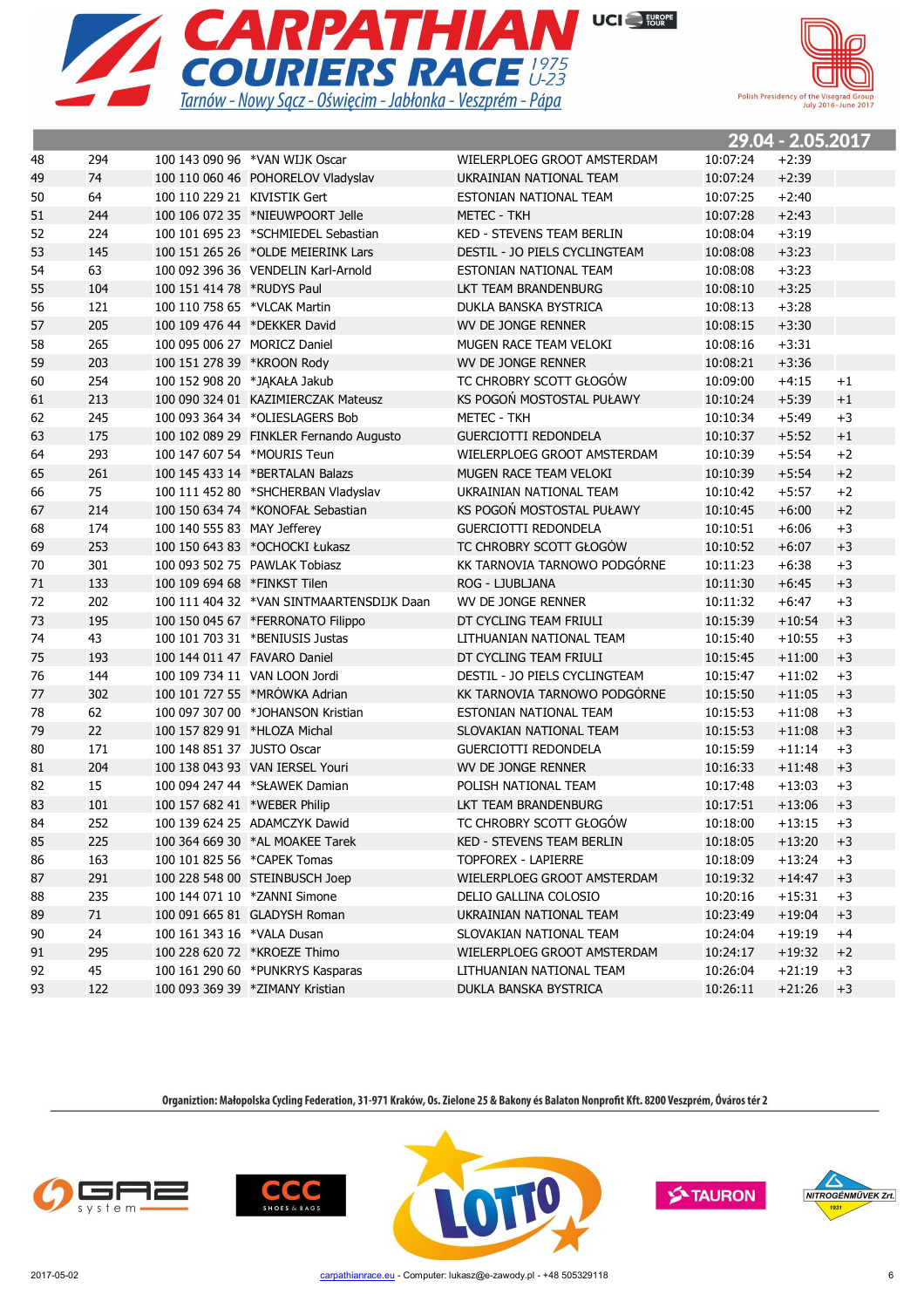# CARPATHIAN COURIERS RACE 1975 U-23

Tarnów - Nowy Sącz - Oświęcim - Jabłonka - Veszprém - Pápa

Polish Presidency of the Visegrad Group July 2016–June 2017

29.04 - 2.05.2017

| | | | | | | | |
|---|---|---|---|---|---|---|---|
| 48 | 294 | 100 143 090 96 | *VAN WIJK Oscar | WIELERPLOEG GROOT AMSTERDAM | 10:07:24 | +2:39 | |
| 49 | 74 | 100 110 060 46 | POHORELOV Vladyslav | UKRAINIAN NATIONAL TEAM | 10:07:24 | +2:39 | |
| 50 | 64 | 100 110 229 21 | KIVISTIK Gert | ESTONIAN NATIONAL TEAM | 10:07:25 | +2:40 | |
| 51 | 244 | 100 106 072 35 | *NIEUWPOORT Jelle | METEC - TKH | 10:07:28 | +2:43 | |
| 52 | 224 | 100 101 695 23 | *SCHMIEDEL Sebastian | KED - STEVENS TEAM BERLIN | 10:08:04 | +3:19 | |
| 53 | 145 | 100 151 265 26 | *OLDE MEIERINK Lars | DESTIL - JO PIELS CYCLINGTEAM | 10:08:08 | +3:23 | |
| 54 | 63 | 100 092 396 36 | VENDELIN Karl-Arnold | ESTONIAN NATIONAL TEAM | 10:08:08 | +3:23 | |
| 55 | 104 | 100 151 414 78 | *RUDYS Paul | LKT TEAM BRANDENBURG | 10:08:10 | +3:25 | |
| 56 | 121 | 100 110 758 65 | *VLCAK Martin | DUKLA BANSKA BYSTRICA | 10:08:13 | +3:28 | |
| 57 | 205 | 100 109 476 44 | *DEKKER David | WV DE JONGE RENNER | 10:08:15 | +3:30 | |
| 58 | 265 | 100 095 006 27 | MORICZ Daniel | MUGEN RACE TEAM VELOKI | 10:08:16 | +3:31 | |
| 59 | 203 | 100 151 278 39 | *KROON Rody | WV DE JONGE RENNER | 10:08:21 | +3:36 | |
| 60 | 254 | 100 152 908 20 | *JĄKAŁA Jakub | TC CHROBRY SCOTT GŁOGÓW | 10:09:00 | +4:15 | +1 |
| 61 | 213 | 100 090 324 01 | KAZIMIERCZAK Mateusz | KS POGOŃ MOSTOSTAL PUŁAWY | 10:10:24 | +5:39 | +1 |
| 62 | 245 | 100 093 364 34 | *OLIESLAGERS Bob | METEC - TKH | 10:10:34 | +5:49 | +3 |
| 63 | 175 | 100 102 089 29 | FINKLER Fernando Augusto | GUERCIOTTI REDONDELA | 10:10:37 | +5:52 | +1 |
| 64 | 293 | 100 147 607 54 | *MOURIS Teun | WIELERPLOEG GROOT AMSTERDAM | 10:10:39 | +5:54 | +2 |
| 65 | 261 | 100 145 433 14 | *BERTALAN Balazs | MUGEN RACE TEAM VELOKI | 10:10:39 | +5:54 | +2 |
| 66 | 75 | 100 111 452 80 | *SHCHERBAN Vladyslav | UKRAINIAN NATIONAL TEAM | 10:10:42 | +5:57 | +2 |
| 67 | 214 | 100 150 634 74 | *KONOFAŁ Sebastian | KS POGOŃ MOSTOSTAL PUŁAWY | 10:10:45 | +6:00 | +2 |
| 68 | 174 | 100 140 555 83 | MAY Jefferey | GUERCIOTTI REDONDELA | 10:10:51 | +6:06 | +3 |
| 69 | 253 | 100 150 643 83 | *OCHOCKI Łukasz | TC CHROBRY SCOTT GŁOGÓW | 10:10:52 | +6:07 | +3 |
| 70 | 301 | 100 093 502 75 | PAWLAK Tobiasz | KK TARNOVIA TARNOWO PODGÓRNE | 10:11:23 | +6:38 | +3 |
| 71 | 133 | 100 109 694 68 | *FINKST Tilen | ROG - LJUBLJANA | 10:11:30 | +6:45 | +3 |
| 72 | 202 | 100 111 404 32 | *VAN SINTMAARTENSDIJK Daan | WV DE JONGE RENNER | 10:11:32 | +6:47 | +3 |
| 73 | 195 | 100 150 045 67 | *FERRONATO Filippo | DT CYCLING TEAM FRIULI | 10:15:39 | +10:54 | +3 |
| 74 | 43 | 100 101 703 31 | *BENIUSIS Justas | LITHUANIAN NATIONAL TEAM | 10:15:40 | +10:55 | +3 |
| 75 | 193 | 100 144 011 47 | FAVARO Daniel | DT CYCLING TEAM FRIULI | 10:15:45 | +11:00 | +3 |
| 76 | 144 | 100 109 734 11 | VAN LOON Jordi | DESTIL - JO PIELS CYCLINGTEAM | 10:15:47 | +11:02 | +3 |
| 77 | 302 | 100 101 727 55 | *MRÓWKA Adrian | KK TARNOVIA TARNOWO PODGÓRNE | 10:15:50 | +11:05 | +3 |
| 78 | 62 | 100 097 307 00 | *JOHANSON Kristian | ESTONIAN NATIONAL TEAM | 10:15:53 | +11:08 | +3 |
| 79 | 22 | 100 157 829 91 | *HLOZA Michal | SLOVAKIAN NATIONAL TEAM | 10:15:53 | +11:08 | +3 |
| 80 | 171 | 100 148 851 37 | JUSTO Oscar | GUERCIOTTI REDONDELA | 10:15:59 | +11:14 | +3 |
| 81 | 204 | 100 138 043 93 | VAN IERSEL Youri | WV DE JONGE RENNER | 10:16:33 | +11:48 | +3 |
| 82 | 15 | 100 094 247 44 | *SŁAWEK Damian | POLISH NATIONAL TEAM | 10:17:48 | +13:03 | +3 |
| 83 | 101 | 100 157 682 41 | *WEBER Philip | LKT TEAM BRANDENBURG | 10:17:51 | +13:06 | +3 |
| 84 | 252 | 100 139 624 25 | ADAMCZYK Dawid | TC CHROBRY SCOTT GŁOGÓW | 10:18:00 | +13:15 | +3 |
| 85 | 225 | 100 364 669 30 | *AL MOAKEE Tarek | KED - STEVENS TEAM BERLIN | 10:18:05 | +13:20 | +3 |
| 86 | 163 | 100 101 825 56 | *CAPEK Tomas | TOPFOREX - LAPIERRE | 10:18:09 | +13:24 | +3 |
| 87 | 291 | 100 228 548 00 | STEINBUSCH Joep | WIELERPLOEG GROOT AMSTERDAM | 10:19:32 | +14:47 | +3 |
| 88 | 235 | 100 144 071 10 | *ZANNI Simone | DELIO GALLINA COLOSIO | 10:20:16 | +15:31 | +3 |
| 89 | 71 | 100 091 665 81 | GLADYSH Roman | UKRAINIAN NATIONAL TEAM | 10:23:49 | +19:04 | +3 |
| 90 | 24 | 100 161 343 16 | *VALA Dusan | SLOVAKIAN NATIONAL TEAM | 10:24:04 | +19:19 | +4 |
| 91 | 295 | 100 228 620 72 | *KROEZE Thimo | WIELERPLOEG GROOT AMSTERDAM | 10:24:17 | +19:32 | +2 |
| 92 | 45 | 100 161 290 60 | *PUNKRYS Kasparas | LITHUANIAN NATIONAL TEAM | 10:26:04 | +21:19 | +3 |
| 93 | 122 | 100 093 369 39 | *ZIMANY Kristian | DUKLA BANSKA BYSTRICA | 10:26:11 | +21:26 | +3 |

Organiztion: Małopolska Cycling Federation, 31-971 Kraków, Os. Zielone 25 & Bakony és Balaton Nonprofit Kft. 8200 Veszprém, Óváros tér 2

2017-05-02 carpathianrace.eu - Computer: lukasz@e-zawody.pl - +48 505329118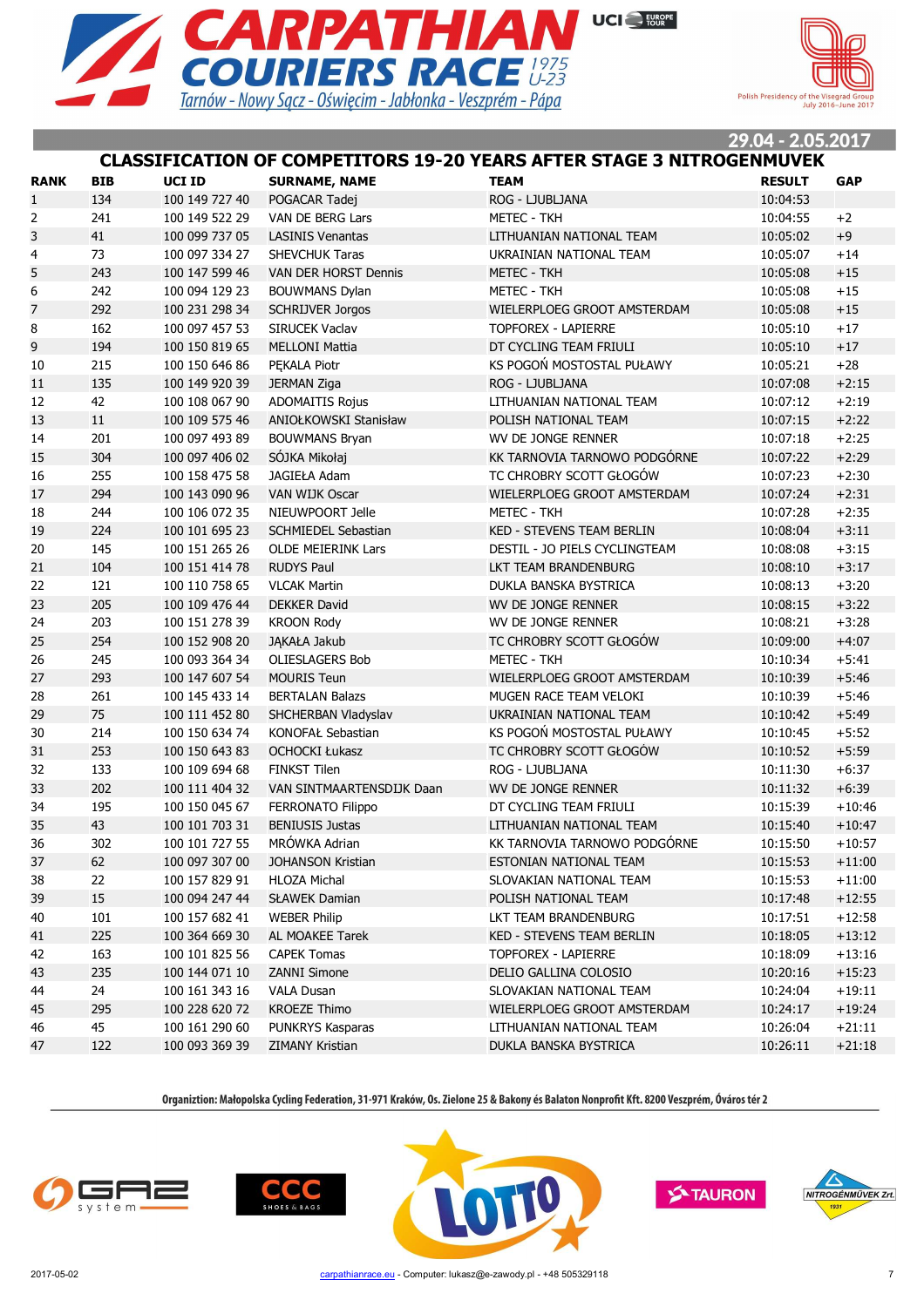# CARPATHIAN COURIERS RACE 1975 U-23

Tarnów - Nowy Sącz - Oświęcim - Jabłonka - Veszprém - Pápa

Polish Presidency of the Visegrad Group July 2016–June 2017

29.04 - 2.05.2017

## CLASSIFICATION OF COMPETITORS 19-20 YEARS AFTER STAGE 3 NITROGENMUVEK

| RANK | BIB | UCI ID | SURNAME, NAME | TEAM | RESULT | GAP |
|---|---|---|---|---|---|---|
| 1 | 134 | 100 149 727 40 | POGACAR Tadej | ROG - LJUBLJANA | 10:04:53 | |
| 2 | 241 | 100 149 522 29 | VAN DE BERG Lars | METEC - TKH | 10:04:55 | +2 |
| 3 | 41 | 100 099 737 05 | LASINIS Venantas | LITHUANIAN NATIONAL TEAM | 10:05:02 | +9 |
| 4 | 73 | 100 097 334 27 | SHEVCHUK Taras | UKRAINIAN NATIONAL TEAM | 10:05:07 | +14 |
| 5 | 243 | 100 147 599 46 | VAN DER HORST Dennis | METEC - TKH | 10:05:08 | +15 |
| 6 | 242 | 100 094 129 23 | BOUWMANS Dylan | METEC - TKH | 10:05:08 | +15 |
| 7 | 292 | 100 231 298 34 | SCHRIJVER Jorgos | WIELERPLOEG GROOT AMSTERDAM | 10:05:08 | +15 |
| 8 | 162 | 100 097 457 53 | SIRUCEK Vaclav | TOPFOREX - LAPIERRE | 10:05:10 | +17 |
| 9 | 194 | 100 150 819 65 | MELLONI Mattia | DT CYCLING TEAM FRIULI | 10:05:10 | +17 |
| 10 | 215 | 100 150 646 86 | PĘKALA Piotr | KS POGOŃ MOSTOSTAL PUŁAWY | 10:05:21 | +28 |
| 11 | 135 | 100 149 920 39 | JERMAN Ziga | ROG - LJUBLJANA | 10:07:08 | +2:15 |
| 12 | 42 | 100 108 067 90 | ADOMAITIS Rojus | LITHUANIAN NATIONAL TEAM | 10:07:12 | +2:19 |
| 13 | 11 | 100 109 575 46 | ANIOŁKOWSKI Stanisław | POLISH NATIONAL TEAM | 10:07:15 | +2:22 |
| 14 | 201 | 100 097 493 89 | BOUWMANS Bryan | WV DE JONGE RENNER | 10:07:18 | +2:25 |
| 15 | 304 | 100 097 406 02 | SÓJKA Mikołaj | KK TARNOVIA TARNOWO PODGÓRNE | 10:07:22 | +2:29 |
| 16 | 255 | 100 158 475 58 | JAGIEŁA Adam | TC CHROBRY SCOTT GŁOGÓW | 10:07:23 | +2:30 |
| 17 | 294 | 100 143 090 96 | VAN WIJK Oscar | WIELERPLOEG GROOT AMSTERDAM | 10:07:24 | +2:31 |
| 18 | 244 | 100 106 072 35 | NIEUWPOORT Jelle | METEC - TKH | 10:07:28 | +2:35 |
| 19 | 224 | 100 101 695 23 | SCHMIEDEL Sebastian | KED - STEVENS TEAM BERLIN | 10:08:04 | +3:11 |
| 20 | 145 | 100 151 265 26 | OLDE MEIERINK Lars | DESTIL - JO PIELS CYCLINGTEAM | 10:08:08 | +3:15 |
| 21 | 104 | 100 151 414 78 | RUDYS Paul | LKT TEAM BRANDENBURG | 10:08:10 | +3:17 |
| 22 | 121 | 100 110 758 65 | VLCAK Martin | DUKLA BANSKA BYSTRICA | 10:08:13 | +3:20 |
| 23 | 205 | 100 109 476 44 | DEKKER David | WV DE JONGE RENNER | 10:08:15 | +3:22 |
| 24 | 203 | 100 151 278 39 | KROON Rody | WV DE JONGE RENNER | 10:08:21 | +3:28 |
| 25 | 254 | 100 152 908 20 | JĄKAŁA Jakub | TC CHROBRY SCOTT GŁOGÓW | 10:09:00 | +4:07 |
| 26 | 245 | 100 093 364 34 | OLIESLAGERS Bob | METEC - TKH | 10:10:34 | +5:41 |
| 27 | 293 | 100 147 607 54 | MOURIS Teun | WIELERPLOEG GROOT AMSTERDAM | 10:10:39 | +5:46 |
| 28 | 261 | 100 145 433 14 | BERTALAN Balazs | MUGEN RACE TEAM VELOKI | 10:10:39 | +5:46 |
| 29 | 75 | 100 111 452 80 | SHCHERBAN Vladyslav | UKRAINIAN NATIONAL TEAM | 10:10:42 | +5:49 |
| 30 | 214 | 100 150 634 74 | KONOFAŁ Sebastian | KS POGOŃ MOSTOSTAL PUŁAWY | 10:10:45 | +5:52 |
| 31 | 253 | 100 150 643 83 | OCHOCKI Łukasz | TC CHROBRY SCOTT GŁOGÓW | 10:10:52 | +5:59 |
| 32 | 133 | 100 109 694 68 | FINKST Tilen | ROG - LJUBLJANA | 10:11:30 | +6:37 |
| 33 | 202 | 100 111 404 32 | VAN SINTMAARTENSDIJK Daan | WV DE JONGE RENNER | 10:11:32 | +6:39 |
| 34 | 195 | 100 150 045 67 | FERRONATO Filippo | DT CYCLING TEAM FRIULI | 10:15:39 | +10:46 |
| 35 | 43 | 100 101 703 31 | BENIUSIS Justas | LITHUANIAN NATIONAL TEAM | 10:15:40 | +10:47 |
| 36 | 302 | 100 101 727 55 | MRÓWKA Adrian | KK TARNOVIA TARNOWO PODGÓRNE | 10:15:50 | +10:57 |
| 37 | 62 | 100 097 307 00 | JOHANSON Kristian | ESTONIAN NATIONAL TEAM | 10:15:53 | +11:00 |
| 38 | 22 | 100 157 829 91 | HLOZA Michal | SLOVAKIAN NATIONAL TEAM | 10:15:53 | +11:00 |
| 39 | 15 | 100 094 247 44 | SŁAWEK Damian | POLISH NATIONAL TEAM | 10:17:48 | +12:55 |
| 40 | 101 | 100 157 682 41 | WEBER Philip | LKT TEAM BRANDENBURG | 10:17:51 | +12:58 |
| 41 | 225 | 100 364 669 30 | AL MOAKEE Tarek | KED - STEVENS TEAM BERLIN | 10:18:05 | +13:12 |
| 42 | 163 | 100 101 825 56 | CAPEK Tomas | TOPFOREX - LAPIERRE | 10:18:09 | +13:16 |
| 43 | 235 | 100 144 071 10 | ZANNI Simone | DELIO GALLINA COLOSIO | 10:20:16 | +15:23 |
| 44 | 24 | 100 161 343 16 | VALA Dusan | SLOVAKIAN NATIONAL TEAM | 10:24:04 | +19:11 |
| 45 | 295 | 100 228 620 72 | KROEZE Thimo | WIELERPLOEG GROOT AMSTERDAM | 10:24:17 | +19:24 |
| 46 | 45 | 100 161 290 60 | PUNKRYS Kasparas | LITHUANIAN NATIONAL TEAM | 10:26:04 | +21:11 |
| 47 | 122 | 100 093 369 39 | ZIMANY Kristian | DUKLA BANSKA BYSTRICA | 10:26:11 | +21:18 |

Organiztion: Małopolska Cycling Federation, 31-971 Kraków, Os. Zielone 25 & Bakony és Balaton Nonprofit Kft. 8200 Veszprém, Óváros tér 2

2017-05-02 carpathianrace.eu - Computer: lukasz@e-zawody.pl - +48 505329118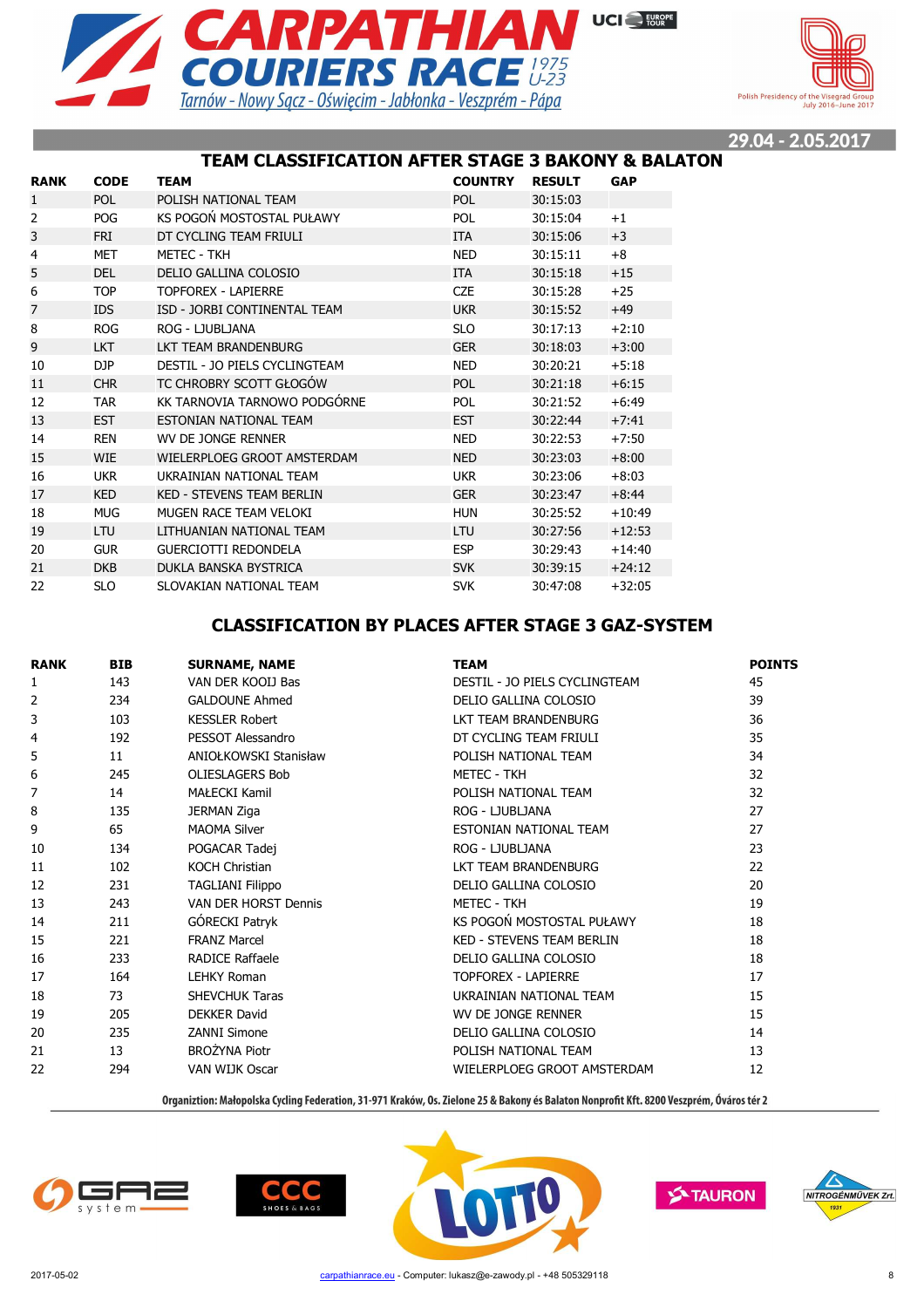# CARPATHIAN COURIERS RACE 1975 U-23

Tarnów - Nowy Sącz - Oświęcim - Jabłonka - Veszprém - Pápa

Polish Presidency of the Visegrad Group July 2016–June 2017

29.04 - 2.05.2017

## TEAM CLASSIFICATION AFTER STAGE 3 BAKONY & BALATON

| RANK | CODE | TEAM | COUNTRY | RESULT | GAP |
|---|---|---|---|---|---|
| 1 | POL | POLISH NATIONAL TEAM | POL | 30:15:03 | |
| 2 | POG | KS POGOŃ MOSTOSTAL PUŁAWY | POL | 30:15:04 | +1 |
| 3 | FRI | DT CYCLING TEAM FRIULI | ITA | 30:15:06 | +3 |
| 4 | MET | METEC - TKH | NED | 30:15:11 | +8 |
| 5 | DEL | DELIO GALLINA COLOSIO | ITA | 30:15:18 | +15 |
| 6 | TOP | TOPFOREX - LAPIERRE | CZE | 30:15:28 | +25 |
| 7 | IDS | ISD - JORBI CONTINENTAL TEAM | UKR | 30:15:52 | +49 |
| 8 | ROG | ROG - LJUBLJANA | SLO | 30:17:13 | +2:10 |
| 9 | LKT | LKT TEAM BRANDENBURG | GER | 30:18:03 | +3:00 |
| 10 | DJP | DESTIL - JO PIELS CYCLINGTEAM | NED | 30:20:21 | +5:18 |
| 11 | CHR | TC CHROBRY SCOTT GŁOGÓW | POL | 30:21:18 | +6:15 |
| 12 | TAR | KK TARNOVIA TARNOWO PODGÓRNE | POL | 30:21:52 | +6:49 |
| 13 | EST | ESTONIAN NATIONAL TEAM | EST | 30:22:44 | +7:41 |
| 14 | REN | WV DE JONGE RENNER | NED | 30:22:53 | +7:50 |
| 15 | WIE | WIELERPLOEG GROOT AMSTERDAM | NED | 30:23:03 | +8:00 |
| 16 | UKR | UKRAINIAN NATIONAL TEAM | UKR | 30:23:06 | +8:03 |
| 17 | KED | KED - STEVENS TEAM BERLIN | GER | 30:23:47 | +8:44 |
| 18 | MUG | MUGEN RACE TEAM VELOKI | HUN | 30:25:52 | +10:49 |
| 19 | LTU | LITHUANIAN NATIONAL TEAM | LTU | 30:27:56 | +12:53 |
| 20 | GUR | GUERCIOTTI REDONDELA | ESP | 30:29:43 | +14:40 |
| 21 | DKB | DUKLA BANSKA BYSTRICA | SVK | 30:39:15 | +24:12 |
| 22 | SLO | SLOVAKIAN NATIONAL TEAM | SVK | 30:47:08 | +32:05 |

## CLASSIFICATION BY PLACES AFTER STAGE 3 GAZ-SYSTEM

| RANK | BIB | SURNAME, NAME | TEAM | POINTS |
|---|---|---|---|---|
| 1 | 143 | VAN DER KOOIJ Bas | DESTIL - JO PIELS CYCLINGTEAM | 45 |
| 2 | 234 | GALDOUNE Ahmed | DELIO GALLINA COLOSIO | 39 |
| 3 | 103 | KESSLER Robert | LKT TEAM BRANDENBURG | 36 |
| 4 | 192 | PESSOT Alessandro | DT CYCLING TEAM FRIULI | 35 |
| 5 | 11 | ANIOŁKOWSKI Stanisław | POLISH NATIONAL TEAM | 34 |
| 6 | 245 | OLIESLAGERS Bob | METEC - TKH | 32 |
| 7 | 14 | MAŁECKI Kamil | POLISH NATIONAL TEAM | 32 |
| 8 | 135 | JERMAN Ziga | ROG - LJUBLJANA | 27 |
| 9 | 65 | MAOMA Silver | ESTONIAN NATIONAL TEAM | 27 |
| 10 | 134 | POGACAR Tadej | ROG - LJUBLJANA | 23 |
| 11 | 102 | KOCH Christian | LKT TEAM BRANDENBURG | 22 |
| 12 | 231 | TAGLIANI Filippo | DELIO GALLINA COLOSIO | 20 |
| 13 | 243 | VAN DER HORST Dennis | METEC - TKH | 19 |
| 14 | 211 | GÓRECKI Patryk | KS POGOŃ MOSTOSTAL PUŁAWY | 18 |
| 15 | 221 | FRANZ Marcel | KED - STEVENS TEAM BERLIN | 18 |
| 16 | 233 | RADICE Raffaele | DELIO GALLINA COLOSIO | 18 |
| 17 | 164 | LEHKY Roman | TOPFOREX - LAPIERRE | 17 |
| 18 | 73 | SHEVCHUK Taras | UKRAINIAN NATIONAL TEAM | 15 |
| 19 | 205 | DEKKER David | WV DE JONGE RENNER | 15 |
| 20 | 235 | ZANNI Simone | DELIO GALLINA COLOSIO | 14 |
| 21 | 13 | BROŻYNA Piotr | POLISH NATIONAL TEAM | 13 |
| 22 | 294 | VAN WIJK Oscar | WIELERPLOEG GROOT AMSTERDAM | 12 |

Organiztion: Małopolska Cycling Federation, 31-971 Kraków, Os. Zielone 25 & Bakony és Balaton Nonprofit Kft. 8200 Veszprém, Óváros tér 2

2017-05-02 carpathianrace.eu - Computer: lukasz@e-zawody.pl - +48 505329118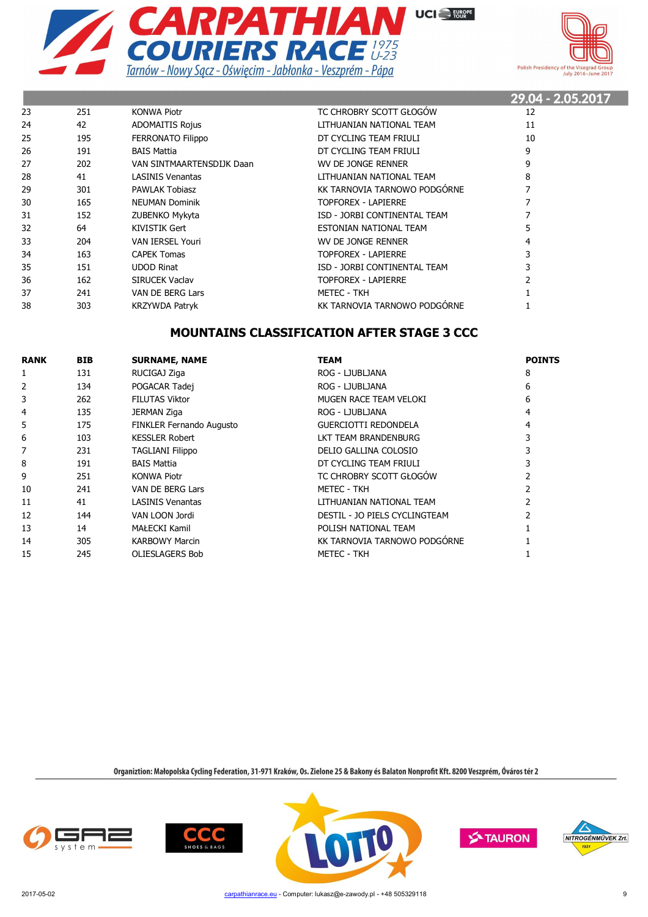| | | | | |
|---|---|---|---|---|
| 23 | 251 | KONWA Piotr | TC CHROBRY SCOTT GŁOGÓW | 12 |
| 24 | 42 | ADOMAITIS Rojus | LITHUANIAN NATIONAL TEAM | 11 |
| 25 | 195 | FERRONATO Filippo | DT CYCLING TEAM FRIULI | 10 |
| 26 | 191 | BAIS Mattia | DT CYCLING TEAM FRIULI | 9 |
| 27 | 202 | VAN SINTMAARTENSDIJK Daan | WV DE JONGE RENNER | 9 |
| 28 | 41 | LASINIS Venantas | LITHUANIAN NATIONAL TEAM | 8 |
| 29 | 301 | PAWLAK Tobiasz | KK TARNOVIA TARNOWO PODGÓRNE | 7 |
| 30 | 165 | NEUMAN Dominik | TOPFOREX - LAPIERRE | 7 |
| 31 | 152 | ZUBENKO Mykyta | ISD - JORBI CONTINENTAL TEAM | 7 |
| 32 | 64 | KIVISTIK Gert | ESTONIAN NATIONAL TEAM | 5 |
| 33 | 204 | VAN IERSEL Youri | WV DE JONGE RENNER | 4 |
| 34 | 163 | CAPEK Tomas | TOPFOREX - LAPIERRE | 3 |
| 35 | 151 | UDOD Rinat | ISD - JORBI CONTINENTAL TEAM | 3 |
| 36 | 162 | SIRUCEK Vaclav | TOPFOREX - LAPIERRE | 2 |
| 37 | 241 | VAN DE BERG Lars | METEC - TKH | 1 |
| 38 | 303 | KRZYWDA Patryk | KK TARNOVIA TARNOWO PODGÓRNE | 1 |

## MOUNTAINS CLASSIFICATION AFTER STAGE 3 CCC

| RANK | BIB | SURNAME, NAME | TEAM | POINTS |
|---|---|---|---|---|
| 1 | 131 | RUCIGAJ Ziga | ROG - LJUBLJANA | 8 |
| 2 | 134 | POGACAR Tadej | ROG - LJUBLJANA | 6 |
| 3 | 262 | FILUTAS Viktor | MUGEN RACE TEAM VELOKI | 6 |
| 4 | 135 | JERMAN Ziga | ROG - LJUBLJANA | 4 |
| 5 | 175 | FINKLER Fernando Augusto | GUERCIOTTI REDONDELA | 4 |
| 6 | 103 | KESSLER Robert | LKT TEAM BRANDENBURG | 3 |
| 7 | 231 | TAGLIANI Filippo | DELIO GALLINA COLOSIO | 3 |
| 8 | 191 | BAIS Mattia | DT CYCLING TEAM FRIULI | 3 |
| 9 | 251 | KONWA Piotr | TC CHROBRY SCOTT GŁOGÓW | 2 |
| 10 | 241 | VAN DE BERG Lars | METEC - TKH | 2 |
| 11 | 41 | LASINIS Venantas | LITHUANIAN NATIONAL TEAM | 2 |
| 12 | 144 | VAN LOON Jordi | DESTIL - JO PIELS CYCLINGTEAM | 2 |
| 13 | 14 | MAŁECKI Kamil | POLISH NATIONAL TEAM | 1 |
| 14 | 305 | KARBOWY Marcin | KK TARNOVIA TARNOWO PODGÓRNE | 1 |
| 15 | 245 | OLIESLAGERS Bob | METEC - TKH | 1 |

Organiztion: Małopolska Cycling Federation, 31-971 Kraków, Os. Zielone 25 & Bakony és Balaton Nonprofit Kft. 8200 Veszprém, Óváros tér 2

2017-05-02 carpathianrace.eu - Computer: lukasz@e-zawody.pl - +48 505329118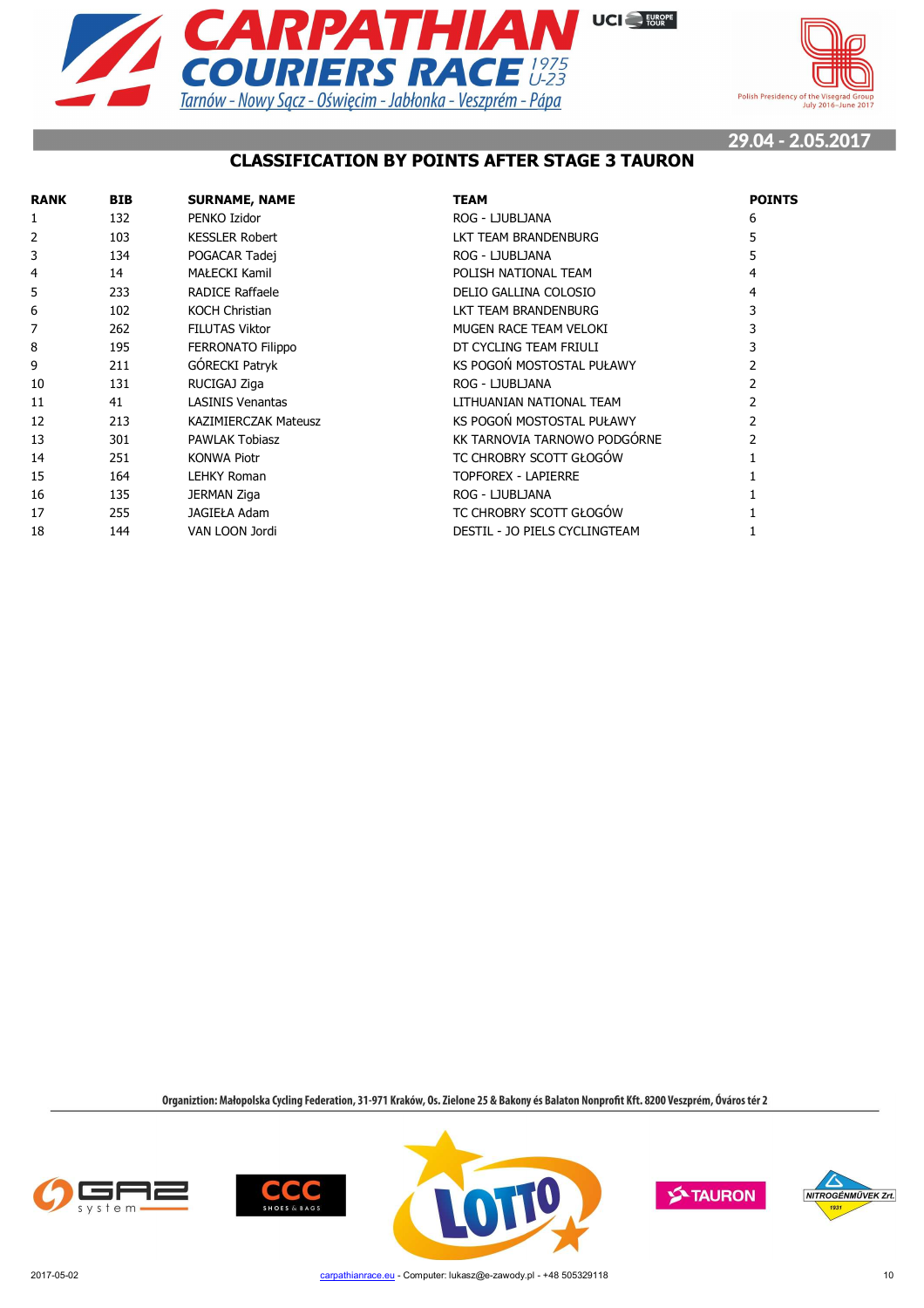# CARPATHIAN COURIERS RACE 1975 U-23

Tarnów - Nowy Sącz - Oświęcim - Jabłonka - Veszprém - Pápa

29.04 - 2.05.2017

## CLASSIFICATION BY POINTS AFTER STAGE 3 TAURON

| RANK | BIB | SURNAME, NAME | TEAM | POINTS |
|---|---|---|---|---|
| 1 | 132 | PENKO Izidor | ROG - LJUBLJANA | 6 |
| 2 | 103 | KESSLER Robert | LKT TEAM BRANDENBURG | 5 |
| 3 | 134 | POGACAR Tadej | ROG - LJUBLJANA | 5 |
| 4 | 14 | MAŁECKI Kamil | POLISH NATIONAL TEAM | 4 |
| 5 | 233 | RADICE Raffaele | DELIO GALLINA COLOSIO | 4 |
| 6 | 102 | KOCH Christian | LKT TEAM BRANDENBURG | 3 |
| 7 | 262 | FILUTAS Viktor | MUGEN RACE TEAM VELOKI | 3 |
| 8 | 195 | FERRONATO Filippo | DT CYCLING TEAM FRIULI | 3 |
| 9 | 211 | GÓRECKI Patryk | KS POGOŃ MOSTOSTAL PUŁAWY | 2 |
| 10 | 131 | RUCIGAJ Ziga | ROG - LJUBLJANA | 2 |
| 11 | 41 | LASINIS Venantas | LITHUANIAN NATIONAL TEAM | 2 |
| 12 | 213 | KAZIMIERCZAK Mateusz | KS POGOŃ MOSTOSTAL PUŁAWY | 2 |
| 13 | 301 | PAWLAK Tobiasz | KK TARNOVIA TARNOWO PODGÓRNE | 2 |
| 14 | 251 | KONWA Piotr | TC CHROBRY SCOTT GŁOGÓW | 1 |
| 15 | 164 | LEHKY Roman | TOPFOREX - LAPIERRE | 1 |
| 16 | 135 | JERMAN Ziga | ROG - LJUBLJANA | 1 |
| 17 | 255 | JAGIEŁA Adam | TC CHROBRY SCOTT GŁOGÓW | 1 |
| 18 | 144 | VAN LOON Jordi | DESTIL - JO PIELS CYCLINGTEAM | 1 |

Organiztion: Małopolska Cycling Federation, 31-971 Kraków, Os. Zielone 25 & Bakony és Balaton Nonprofit Kft. 8200 Veszprém, Óváros tér 2

2017-05-02 carpathianrace.eu - Computer: lukasz@e-zawody.pl - +48 505329118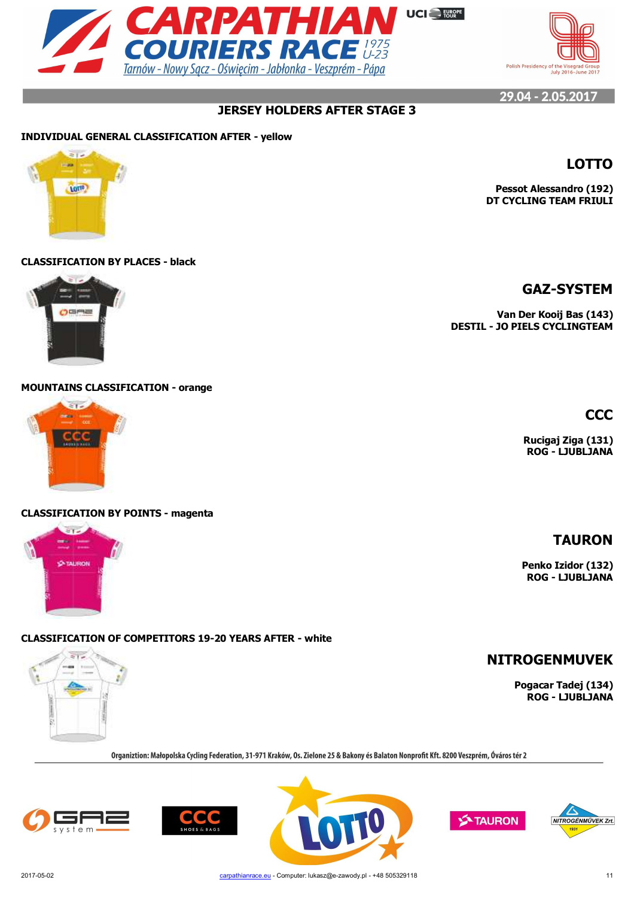# CARPATHIAN COURIERS RACE

1975 U-23

Tarnów - Nowy Sącz - Oświęcim - Jabłonka - Veszprém - Pápa

29.04 - 2.05.2017

## JERSEY HOLDERS AFTER STAGE 3

### INDIVIDUAL GENERAL CLASSIFICATION AFTER - yellow

**LOTTO**

**Pessot Alessandro (192)**
**DT CYCLING TEAM FRIULI**

### CLASSIFICATION BY PLACES - black

**GAZ-SYSTEM**

**Van Der Kooij Bas (143)**
**DESTIL - JO PIELS CYCLINGTEAM**

### MOUNTAINS CLASSIFICATION - orange

**CCC**

**Rucigaj Ziga (131)**
**ROG - LJUBLJANA**

### CLASSIFICATION BY POINTS - magenta

**TAURON**

**Penko Izidor (132)**
**ROG - LJUBLJANA**

### CLASSIFICATION OF COMPETITORS 19-20 YEARS AFTER - white

**NITROGENMUVEK**

**Pogacar Tadej (134)**
**ROG - LJUBLJANA**

Organiztion: Małopolska Cycling Federation, 31-971 Kraków, Os. Zielone 25 & Bakony és Balaton Nonprofit Kft. 8200 Veszprém, Óváros tér 2

2017-05-02

carpathianrace.eu - Computer: lukasz@e-zawody.pl - +48 505329118